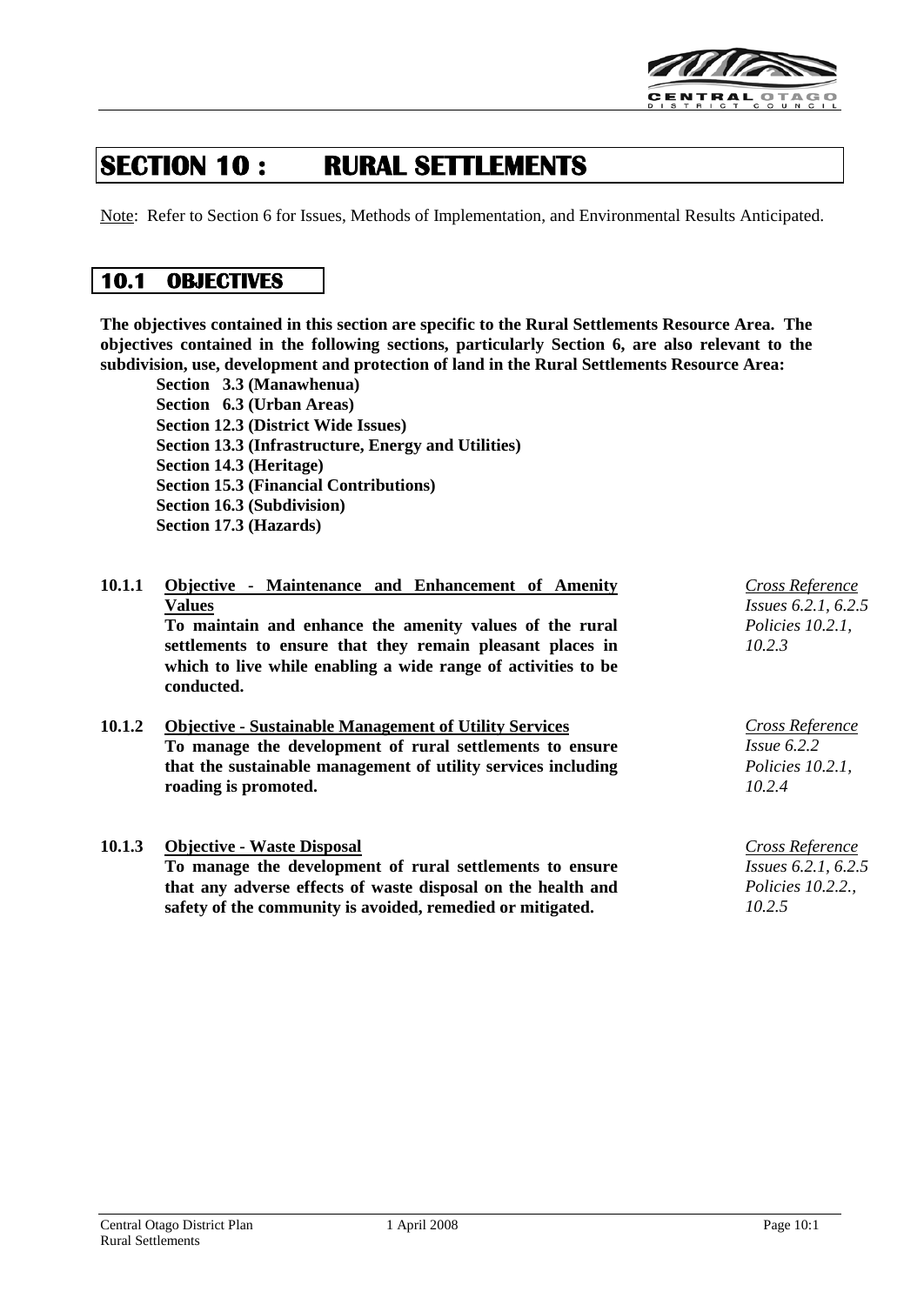# SECTION 10 : RURAL SETTLEMENTS

Note: Refer to Section 6 for Issues, Methods of Implementation, and Environmental Results Anticipated.

## 10.1 OBJECTIVES

**The objectives contained in this section are specific to the Rural Settlements Resource Area. The objectives contained in the following sections, particularly Section 6, are also relevant to the subdivision, use, development and protection of land in the Rural Settlements Resource Area:**

**Section 3.3 (Manawhenua)**
**Section 6.3 (Urban Areas)**
**Section 12.3 (District Wide Issues)**
**Section 13.3 (Infrastructure, Energy and Utilities)**
**Section 14.3 (Heritage)**
**Section 15.3 (Financial Contributions)**
**Section 16.3 (Subdivision)**
**Section 17.3 (Hazards)**

**10.1.1 Objective - Maintenance and Enhancement of Amenity Values**

**To maintain and enhance the amenity values of the rural settlements to ensure that they remain pleasant places in which to live while enabling a wide range of activities to be conducted.**

*Cross Reference*
*Issues 6.2.1, 6.2.5*
*Policies 10.2.1, 10.2.3*

**10.1.2 Objective - Sustainable Management of Utility Services**

**To manage the development of rural settlements to ensure that the sustainable management of utility services including roading is promoted.**

*Cross Reference*
*Issue 6.2.2*
*Policies 10.2.1, 10.2.4*

**10.1.3 Objective - Waste Disposal**

**To manage the development of rural settlements to ensure that any adverse effects of waste disposal on the health and safety of the community is avoided, remedied or mitigated.**

*Cross Reference*
*Issues 6.2.1, 6.2.5*
*Policies 10.2.2., 10.2.5*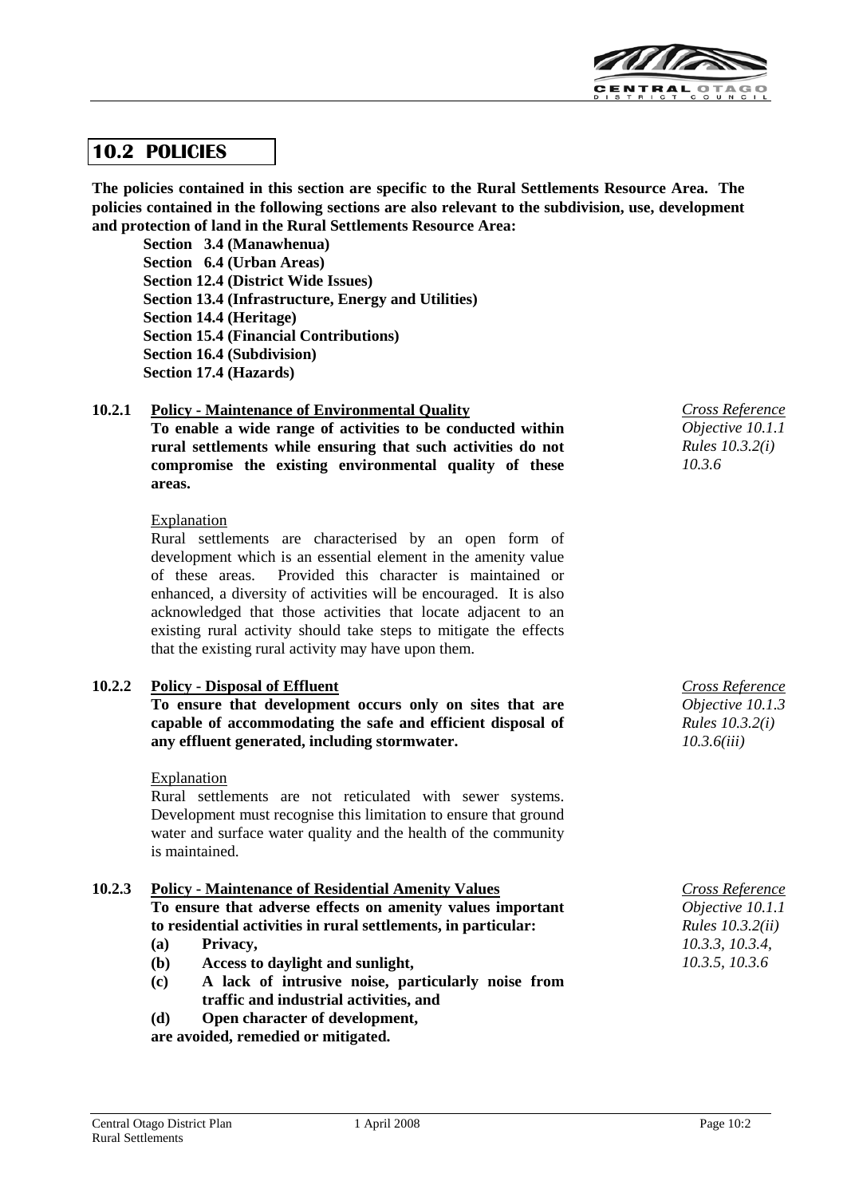## 10.2 POLICIES

**The policies contained in this section are specific to the Rural Settlements Resource Area. The policies contained in the following sections are also relevant to the subdivision, use, development and protection of land in the Rural Settlements Resource Area:**

**Section 3.4 (Manawhenua)**
**Section 6.4 (Urban Areas)**
**Section 12.4 (District Wide Issues)**
**Section 13.4 (Infrastructure, Energy and Utilities)**
**Section 14.4 (Heritage)**
**Section 15.4 (Financial Contributions)**
**Section 16.4 (Subdivision)**
**Section 17.4 (Hazards)**

### 10.2.1 Policy - Maintenance of Environmental Quality

*Cross Reference*
*Objective 10.1.1*
*Rules 10.3.2(i)*
*10.3.6*

**To enable a wide range of activities to be conducted within rural settlements while ensuring that such activities do not compromise the existing environmental quality of these areas.**

Explanation

Rural settlements are characterised by an open form of development which is an essential element in the amenity value of these areas. Provided this character is maintained or enhanced, a diversity of activities will be encouraged. It is also acknowledged that those activities that locate adjacent to an existing rural activity should take steps to mitigate the effects that the existing rural activity may have upon them.

### 10.2.2 Policy - Disposal of Effluent

*Cross Reference*
*Objective 10.1.3*
*Rules 10.3.2(i)*
*10.3.6(iii)*

**To ensure that development occurs only on sites that are capable of accommodating the safe and efficient disposal of any effluent generated, including stormwater.**

Explanation

Rural settlements are not reticulated with sewer systems. Development must recognise this limitation to ensure that ground water and surface water quality and the health of the community is maintained.

### 10.2.3 Policy - Maintenance of Residential Amenity Values

*Cross Reference*
*Objective 10.1.1*
*Rules 10.3.2(ii)*
*10.3.3, 10.3.4,*
*10.3.5, 10.3.6*

**To ensure that adverse effects on amenity values important to residential activities in rural settlements, in particular:**

**(a) Privacy,**
**(b) Access to daylight and sunlight,**
**(c) A lack of intrusive noise, particularly noise from traffic and industrial activities, and**
**(d) Open character of development,**

**are avoided, remedied or mitigated.**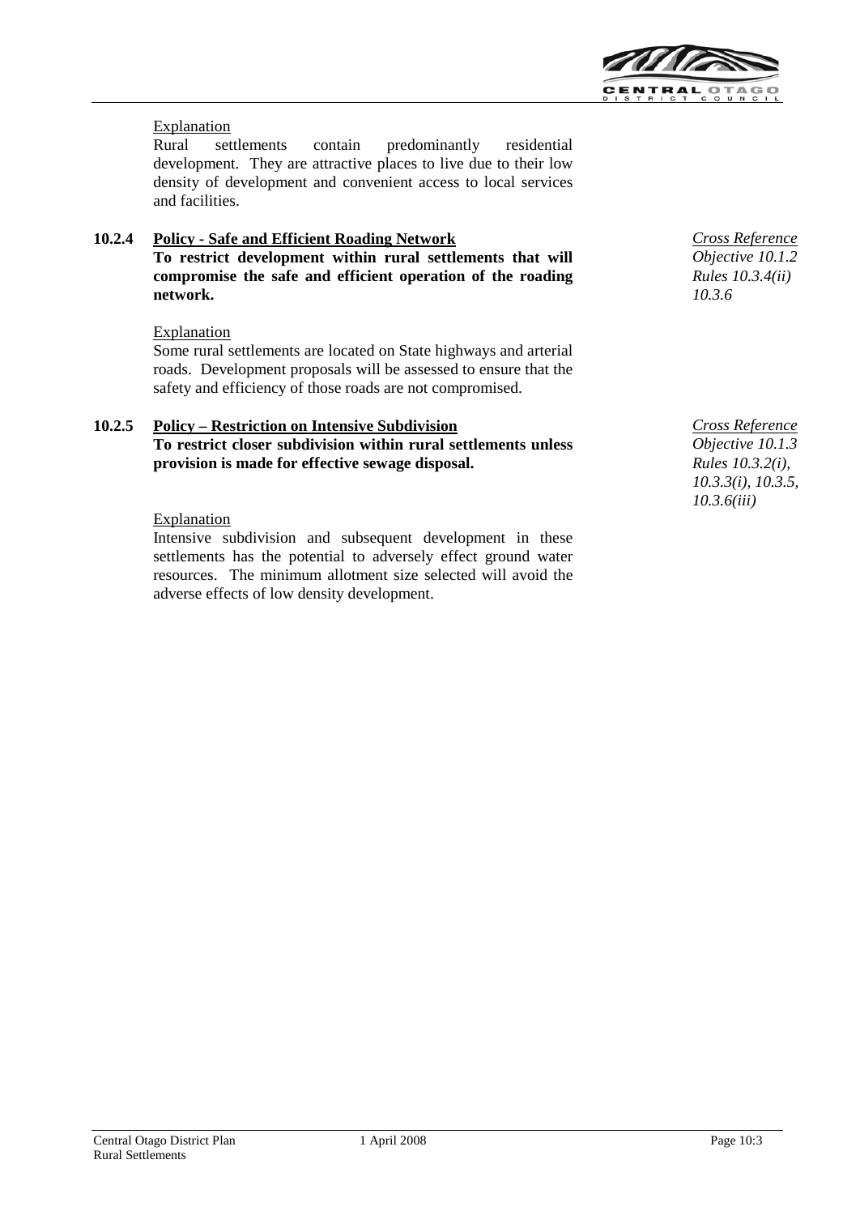Explanation

Rural settlements contain predominantly residential development. They are attractive places to live due to their low density of development and convenient access to local services and facilities.

### 10.2.4 Policy - Safe and Efficient Roading Network

**To restrict development within rural settlements that will compromise the safe and efficient operation of the roading network.**

*Cross Reference*
*Objective 10.1.2*
*Rules 10.3.4(ii)*
*10.3.6*

Explanation

Some rural settlements are located on State highways and arterial roads. Development proposals will be assessed to ensure that the safety and efficiency of those roads are not compromised.

### 10.2.5 Policy – Restriction on Intensive Subdivision

**To restrict closer subdivision within rural settlements unless provision is made for effective sewage disposal.**

*Cross Reference*
*Objective 10.1.3*
*Rules 10.3.2(i),*
*10.3.3(i), 10.3.5,*
*10.3.6(iii)*

Explanation

Intensive subdivision and subsequent development in these settlements has the potential to adversely effect ground water resources. The minimum allotment size selected will avoid the adverse effects of low density development.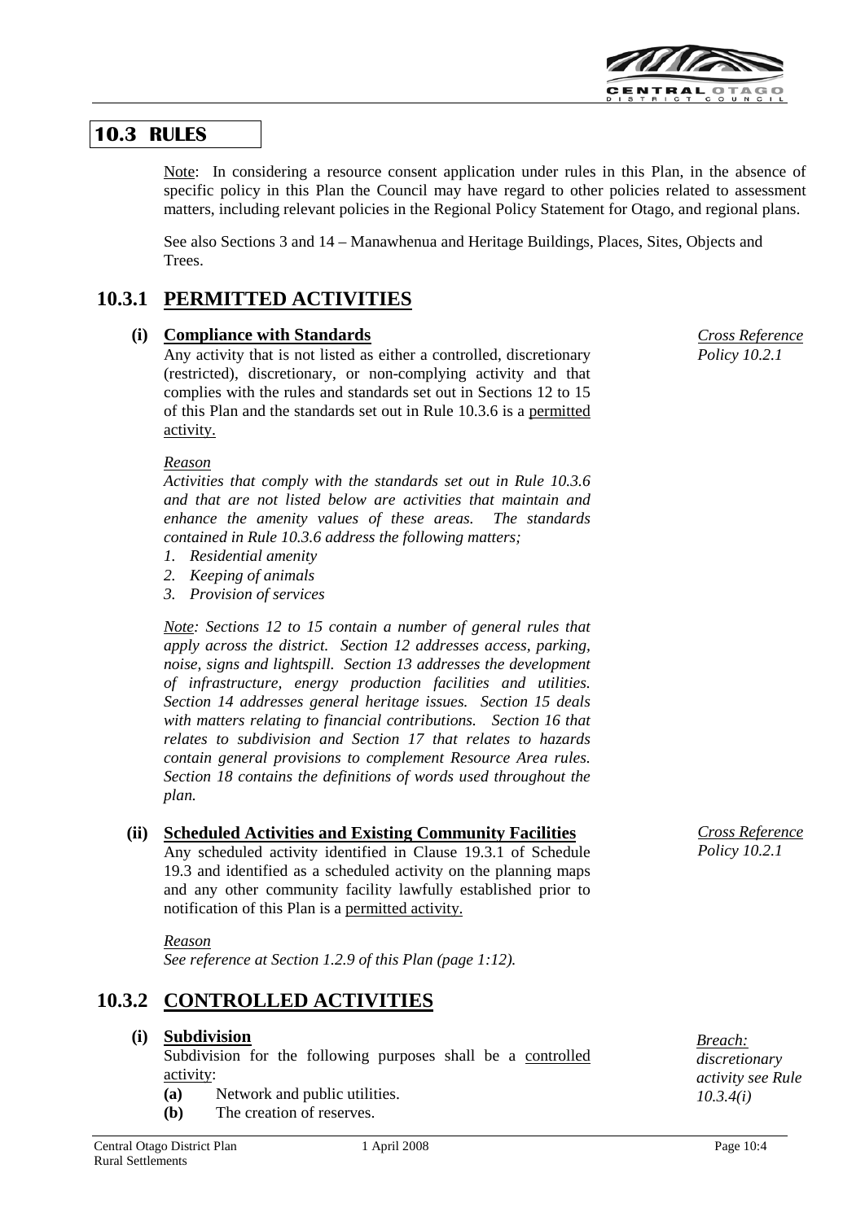## 10.3 RULES

Note: In considering a resource consent application under rules in this Plan, in the absence of specific policy in this Plan the Council may have regard to other policies related to assessment matters, including relevant policies in the Regional Policy Statement for Otago, and regional plans.

See also Sections 3 and 14 – Manawhenua and Heritage Buildings, Places, Sites, Objects and Trees.

### 10.3.1 PERMITTED ACTIVITIES

**(i) Compliance with Standards**

*Cross Reference Policy 10.2.1*

Any activity that is not listed as either a controlled, discretionary (restricted), discretionary, or non-complying activity and that complies with the rules and standards set out in Sections 12 to 15 of this Plan and the standards set out in Rule 10.3.6 is a permitted activity.

*Reason*

*Activities that comply with the standards set out in Rule 10.3.6 and that are not listed below are activities that maintain and enhance the amenity values of these areas. The standards contained in Rule 10.3.6 address the following matters;*

1. *Residential amenity*
2. *Keeping of animals*
3. *Provision of services*

*Note: Sections 12 to 15 contain a number of general rules that apply across the district. Section 12 addresses access, parking, noise, signs and lightspill. Section 13 addresses the development of infrastructure, energy production facilities and utilities. Section 14 addresses general heritage issues. Section 15 deals with matters relating to financial contributions. Section 16 that relates to subdivision and Section 17 that relates to hazards contain general provisions to complement Resource Area rules. Section 18 contains the definitions of words used throughout the plan.*

**(ii) Scheduled Activities and Existing Community Facilities**

*Cross Reference Policy 10.2.1*

Any scheduled activity identified in Clause 19.3.1 of Schedule 19.3 and identified as a scheduled activity on the planning maps and any other community facility lawfully established prior to notification of this Plan is a permitted activity.

*Reason*

*See reference at Section 1.2.9 of this Plan (page 1:12).*

### 10.3.2 CONTROLLED ACTIVITIES

**(i) Subdivision**

*Breach: discretionary activity see Rule 10.3.4(i)*

Subdivision for the following purposes shall be a controlled activity:

**(a)** Network and public utilities.

**(b)** The creation of reserves.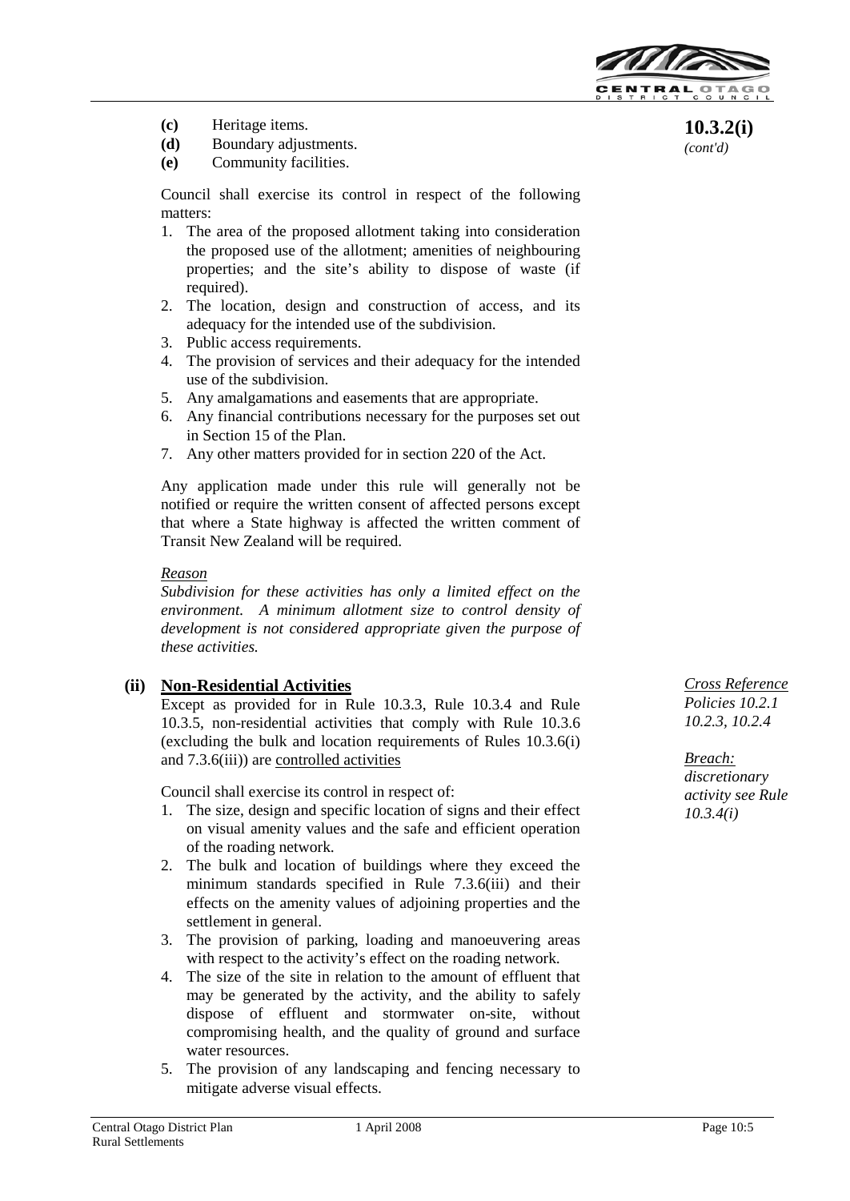**10.3.2(i)**
*(cont'd)*

- **(c)** Heritage items.
- **(d)** Boundary adjustments.
- **(e)** Community facilities.

Council shall exercise its control in respect of the following matters:

1. The area of the proposed allotment taking into consideration the proposed use of the allotment; amenities of neighbouring properties; and the site's ability to dispose of waste (if required).
2. The location, design and construction of access, and its adequacy for the intended use of the subdivision.
3. Public access requirements.
4. The provision of services and their adequacy for the intended use of the subdivision.
5. Any amalgamations and easements that are appropriate.
6. Any financial contributions necessary for the purposes set out in Section 15 of the Plan.
7. Any other matters provided for in section 220 of the Act.

Any application made under this rule will generally not be notified or require the written consent of affected persons except that where a State highway is affected the written comment of Transit New Zealand will be required.

*Reason*

*Subdivision for these activities has only a limited effect on the environment. A minimum allotment size to control density of development is not considered appropriate given the purpose of these activities.*

**(ii) Non-Residential Activities**

*Cross Reference*
*Policies 10.2.1 10.2.3, 10.2.4*

*Breach:*
*discretionary activity see Rule 10.3.4(i)*

Except as provided for in Rule 10.3.3, Rule 10.3.4 and Rule 10.3.5, non-residential activities that comply with Rule 10.3.6 (excluding the bulk and location requirements of Rules 10.3.6(i) and 7.3.6(iii)) are controlled activities

Council shall exercise its control in respect of:

1. The size, design and specific location of signs and their effect on visual amenity values and the safe and efficient operation of the roading network.
2. The bulk and location of buildings where they exceed the minimum standards specified in Rule 7.3.6(iii) and their effects on the amenity values of adjoining properties and the settlement in general.
3. The provision of parking, loading and manoeuvering areas with respect to the activity's effect on the roading network.
4. The size of the site in relation to the amount of effluent that may be generated by the activity, and the ability to safely dispose of effluent and stormwater on-site, without compromising health, and the quality of ground and surface water resources.
5. The provision of any landscaping and fencing necessary to mitigate adverse visual effects.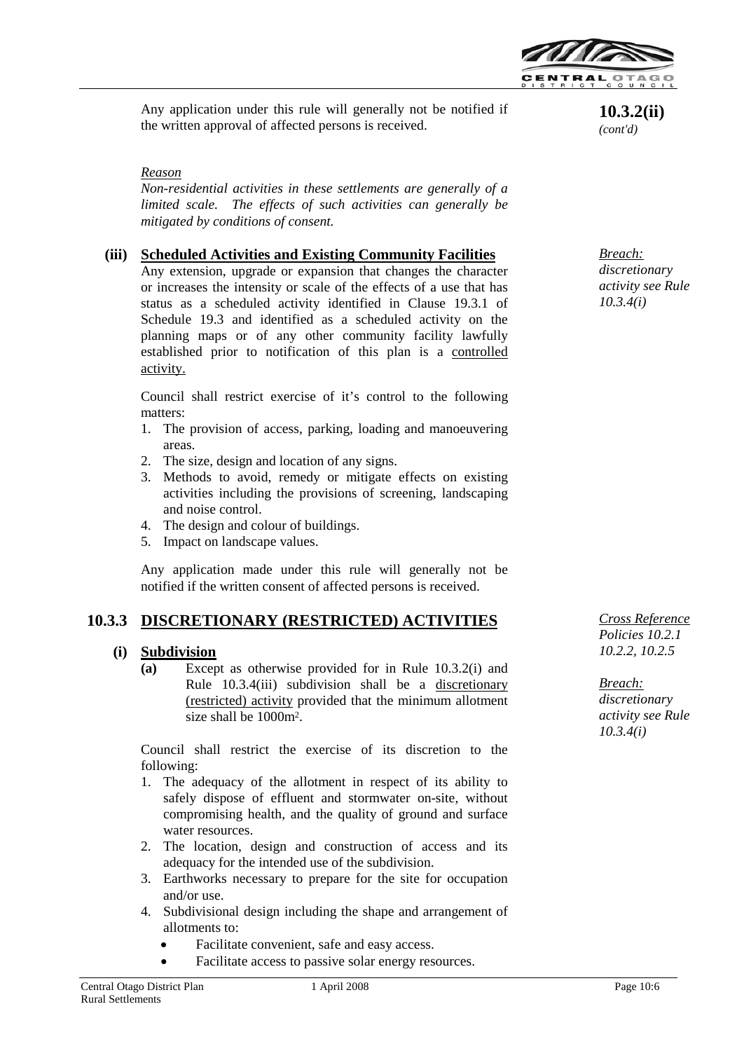**10.3.2(ii)** *(cont'd)*

Any application under this rule will generally not be notified if the written approval of affected persons is received.

*Reason*

*Non-residential activities in these settlements are generally of a limited scale. The effects of such activities can generally be mitigated by conditions of consent.*

**(iii) Scheduled Activities and Existing Community Facilities**

*Breach: discretionary activity see Rule 10.3.4(i)*

Any extension, upgrade or expansion that changes the character or increases the intensity or scale of the effects of a use that has status as a scheduled activity identified in Clause 19.3.1 of Schedule 19.3 and identified as a scheduled activity on the planning maps or of any other community facility lawfully established prior to notification of this plan is a controlled activity.

Council shall restrict exercise of it's control to the following matters:

1. The provision of access, parking, loading and manoeuvering areas.
2. The size, design and location of any signs.
3. Methods to avoid, remedy or mitigate effects on existing activities including the provisions of screening, landscaping and noise control.
4. The design and colour of buildings.
5. Impact on landscape values.

Any application made under this rule will generally not be notified if the written consent of affected persons is received.

## 10.3.3 DISCRETIONARY (RESTRICTED) ACTIVITIES

*Cross Reference Policies 10.2.1 10.2.2, 10.2.5*

**(i) Subdivision**

*Breach: discretionary activity see Rule 10.3.4(i)*

**(a)** Except as otherwise provided for in Rule 10.3.2(i) and Rule 10.3.4(iii) subdivision shall be a discretionary (restricted) activity provided that the minimum allotment size shall be 1000m².

Council shall restrict the exercise of its discretion to the following:

1. The adequacy of the allotment in respect of its ability to safely dispose of effluent and stormwater on-site, without compromising health, and the quality of ground and surface water resources.
2. The location, design and construction of access and its adequacy for the intended use of the subdivision.
3. Earthworks necessary to prepare for the site for occupation and/or use.
4. Subdivisional design including the shape and arrangement of allotments to:
   - Facilitate convenient, safe and easy access.
   - Facilitate access to passive solar energy resources.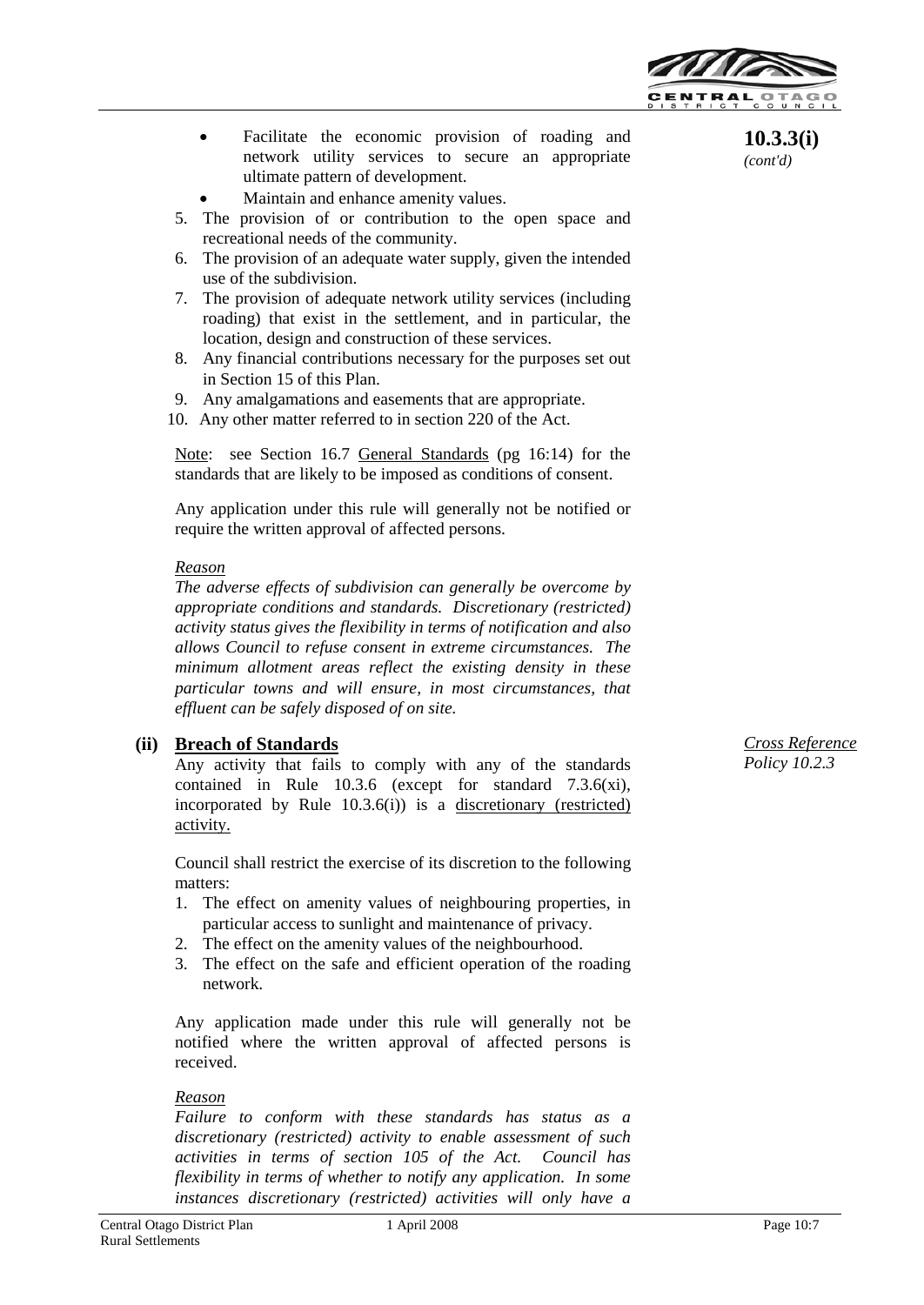**10.3.3(i)** *(cont'd)*

- Facilitate the economic provision of roading and network utility services to secure an appropriate ultimate pattern of development.
- Maintain and enhance amenity values.

5. The provision of or contribution to the open space and recreational needs of the community.
6. The provision of an adequate water supply, given the intended use of the subdivision.
7. The provision of adequate network utility services (including roading) that exist in the settlement, and in particular, the location, design and construction of these services.
8. Any financial contributions necessary for the purposes set out in Section 15 of this Plan.
9. Any amalgamations and easements that are appropriate.
10. Any other matter referred to in section 220 of the Act.

Note: see Section 16.7 General Standards (pg 16:14) for the standards that are likely to be imposed as conditions of consent.

Any application under this rule will generally not be notified or require the written approval of affected persons.

*Reason*

*The adverse effects of subdivision can generally be overcome by appropriate conditions and standards. Discretionary (restricted) activity status gives the flexibility in terms of notification and also allows Council to refuse consent in extreme circumstances. The minimum allotment areas reflect the existing density in these particular towns and will ensure, in most circumstances, that effluent can be safely disposed of on site.*

### (ii) Breach of Standards

*Cross Reference Policy 10.2.3*

Any activity that fails to comply with any of the standards contained in Rule 10.3.6 (except for standard 7.3.6(xi), incorporated by Rule 10.3.6(i)) is a discretionary (restricted) activity.

Council shall restrict the exercise of its discretion to the following matters:

1. The effect on amenity values of neighbouring properties, in particular access to sunlight and maintenance of privacy.
2. The effect on the amenity values of the neighbourhood.
3. The effect on the safe and efficient operation of the roading network.

Any application made under this rule will generally not be notified where the written approval of affected persons is received.

*Reason*

*Failure to conform with these standards has status as a discretionary (restricted) activity to enable assessment of such activities in terms of section 105 of the Act. Council has flexibility in terms of whether to notify any application. In some instances discretionary (restricted) activities will only have a*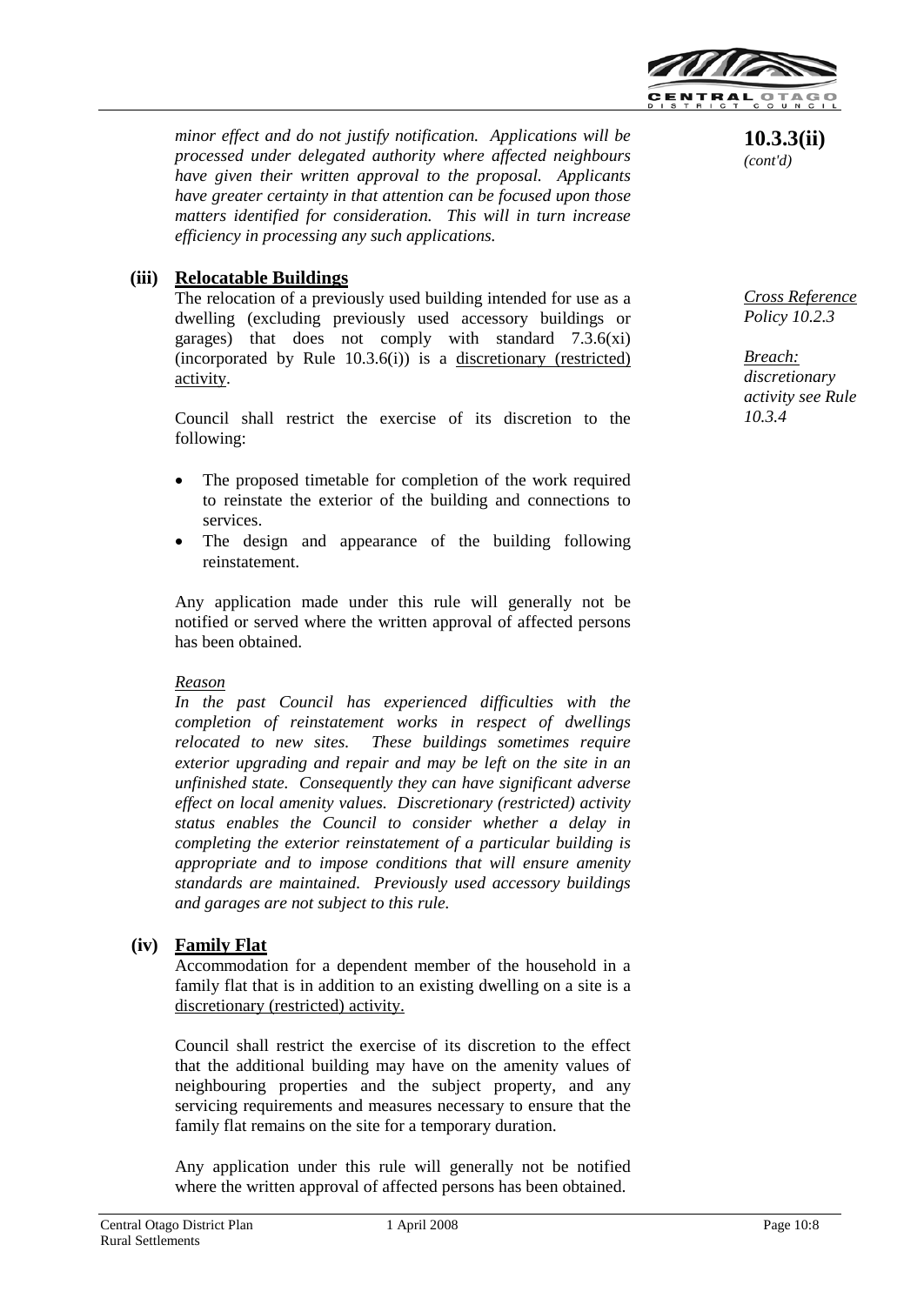**10.3.3(ii)** *(cont'd)*

*minor effect and do not justify notification. Applications will be processed under delegated authority where affected neighbours have given their written approval to the proposal. Applicants have greater certainty in that attention can be focused upon those matters identified for consideration. This will in turn increase efficiency in processing any such applications.*

### (iii) Relocatable Buildings

*Cross Reference Policy 10.2.3*

*Breach: discretionary activity see Rule 10.3.4*

The relocation of a previously used building intended for use as a dwelling (excluding previously used accessory buildings or garages) that does not comply with standard 7.3.6(xi) (incorporated by Rule 10.3.6(i)) is a discretionary (restricted) activity.

Council shall restrict the exercise of its discretion to the following:

- The proposed timetable for completion of the work required to reinstate the exterior of the building and connections to services.
- The design and appearance of the building following reinstatement.

Any application made under this rule will generally not be notified or served where the written approval of affected persons has been obtained.

*Reason*

*In the past Council has experienced difficulties with the completion of reinstatement works in respect of dwellings relocated to new sites. These buildings sometimes require exterior upgrading and repair and may be left on the site in an unfinished state. Consequently they can have significant adverse effect on local amenity values. Discretionary (restricted) activity status enables the Council to consider whether a delay in completing the exterior reinstatement of a particular building is appropriate and to impose conditions that will ensure amenity standards are maintained. Previously used accessory buildings and garages are not subject to this rule.*

### (iv) Family Flat

Accommodation for a dependent member of the household in a family flat that is in addition to an existing dwelling on a site is a discretionary (restricted) activity.

Council shall restrict the exercise of its discretion to the effect that the additional building may have on the amenity values of neighbouring properties and the subject property, and any servicing requirements and measures necessary to ensure that the family flat remains on the site for a temporary duration.

Any application under this rule will generally not be notified where the written approval of affected persons has been obtained.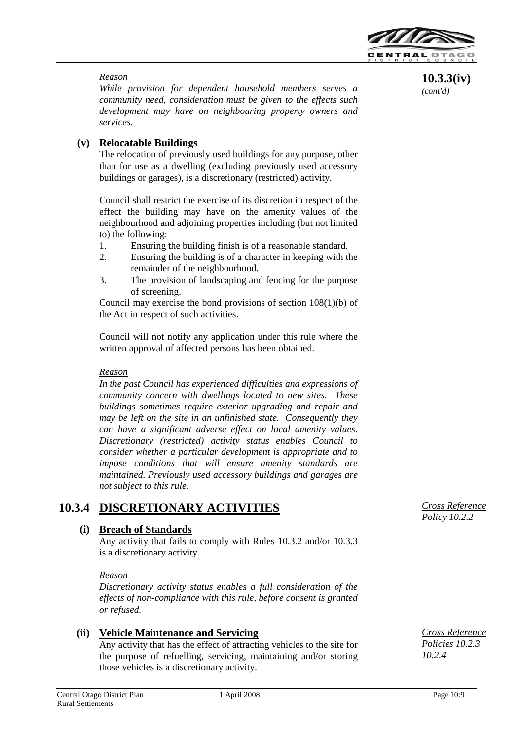**10.3.3(iv)** *(cont'd)*

*Reason*

*While provision for dependent household members serves a community need, consideration must be given to the effects such development may have on neighbouring property owners and services.*

**(v) Relocatable Buildings**

The relocation of previously used buildings for any purpose, other than for use as a dwelling (excluding previously used accessory buildings or garages), is a discretionary (restricted) activity.

Council shall restrict the exercise of its discretion in respect of the effect the building may have on the amenity values of the neighbourhood and adjoining properties including (but not limited to) the following:

1. Ensuring the building finish is of a reasonable standard.
2. Ensuring the building is of a character in keeping with the remainder of the neighbourhood.
3. The provision of landscaping and fencing for the purpose of screening.

Council may exercise the bond provisions of section 108(1)(b) of the Act in respect of such activities.

Council will not notify any application under this rule where the written approval of affected persons has been obtained.

*Reason*

*In the past Council has experienced difficulties and expressions of community concern with dwellings located to new sites. These buildings sometimes require exterior upgrading and repair and may be left on the site in an unfinished state. Consequently they can have a significant adverse effect on local amenity values. Discretionary (restricted) activity status enables Council to consider whether a particular development is appropriate and to impose conditions that will ensure amenity standards are maintained. Previously used accessory buildings and garages are not subject to this rule.*

## 10.3.4 DISCRETIONARY ACTIVITIES

*Cross Reference Policy 10.2.2*

**(i) Breach of Standards**

Any activity that fails to comply with Rules 10.3.2 and/or 10.3.3 is a discretionary activity.

*Reason*

*Discretionary activity status enables a full consideration of the effects of non-compliance with this rule, before consent is granted or refused.*

**(ii) Vehicle Maintenance and Servicing**

*Cross Reference Policies 10.2.3 10.2.4*

Any activity that has the effect of attracting vehicles to the site for the purpose of refuelling, servicing, maintaining and/or storing those vehicles is a discretionary activity.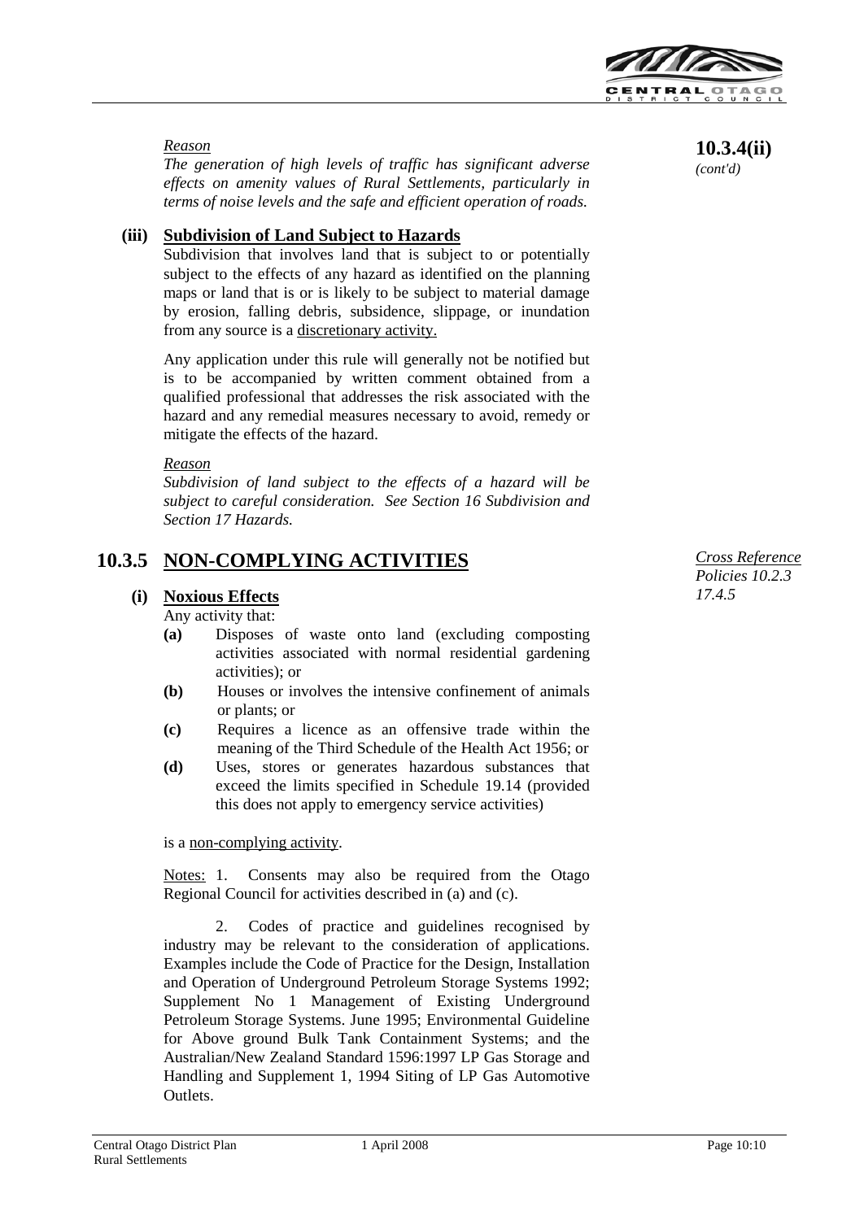**10.3.4(ii)** *(cont'd)*

*Reason*
*The generation of high levels of traffic has significant adverse effects on amenity values of Rural Settlements, particularly in terms of noise levels and the safe and efficient operation of roads.*

**(iii) Subdivision of Land Subject to Hazards**

Subdivision that involves land that is subject to or potentially subject to the effects of any hazard as identified on the planning maps or land that is or is likely to be subject to material damage by erosion, falling debris, subsidence, slippage, or inundation from any source is a discretionary activity.

Any application under this rule will generally not be notified but is to be accompanied by written comment obtained from a qualified professional that addresses the risk associated with the hazard and any remedial measures necessary to avoid, remedy or mitigate the effects of the hazard.

*Reason*
*Subdivision of land subject to the effects of a hazard will be subject to careful consideration. See Section 16 Subdivision and Section 17 Hazards.*

## 10.3.5 NON-COMPLYING ACTIVITIES

*Cross Reference*
*Policies 10.2.3*
*17.4.5*

**(i) Noxious Effects**

Any activity that:

**(a)** Disposes of waste onto land (excluding composting activities associated with normal residential gardening activities); or

**(b)** Houses or involves the intensive confinement of animals or plants; or

**(c)** Requires a licence as an offensive trade within the meaning of the Third Schedule of the Health Act 1956; or

**(d)** Uses, stores or generates hazardous substances that exceed the limits specified in Schedule 19.14 (provided this does not apply to emergency service activities)

is a non-complying activity.

Notes: 1. Consents may also be required from the Otago Regional Council for activities described in (a) and (c).

2. Codes of practice and guidelines recognised by industry may be relevant to the consideration of applications. Examples include the Code of Practice for the Design, Installation and Operation of Underground Petroleum Storage Systems 1992; Supplement No 1 Management of Existing Underground Petroleum Storage Systems. June 1995; Environmental Guideline for Above ground Bulk Tank Containment Systems; and the Australian/New Zealand Standard 1596:1997 LP Gas Storage and Handling and Supplement 1, 1994 Siting of LP Gas Automotive Outlets.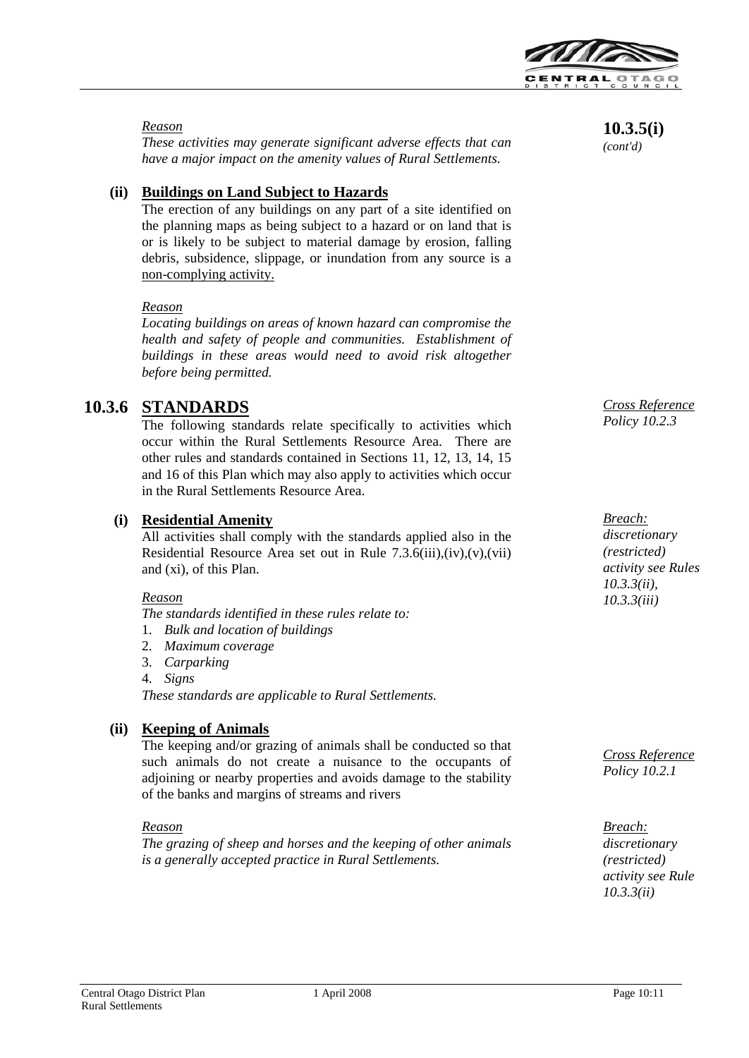**10.3.5(i)** *(cont'd)*

*Reason*

*These activities may generate significant adverse effects that can have a major impact on the amenity values of Rural Settlements.*

**(ii) Buildings on Land Subject to Hazards**

The erection of any buildings on any part of a site identified on the planning maps as being subject to a hazard or on land that is or is likely to be subject to material damage by erosion, falling debris, subsidence, slippage, or inundation from any source is a non-complying activity.

*Reason*

*Locating buildings on areas of known hazard can compromise the health and safety of people and communities. Establishment of buildings in these areas would need to avoid risk altogether before being permitted.*

## 10.3.6 STANDARDS

*Cross Reference Policy 10.2.3*

The following standards relate specifically to activities which occur within the Rural Settlements Resource Area. There are other rules and standards contained in Sections 11, 12, 13, 14, 15 and 16 of this Plan which may also apply to activities which occur in the Rural Settlements Resource Area.

**(i) Residential Amenity**

*Breach: discretionary (restricted) activity see Rules 10.3.3(ii), 10.3.3(iii)*

All activities shall comply with the standards applied also in the Residential Resource Area set out in Rule 7.3.6(iii),(iv),(v),(vii) and (xi), of this Plan.

*Reason*

*The standards identified in these rules relate to:*

1. *Bulk and location of buildings*
2. *Maximum coverage*
3. *Carparking*
4. *Signs*

*These standards are applicable to Rural Settlements.*

**(ii) Keeping of Animals**

*Cross Reference Policy 10.2.1*

The keeping and/or grazing of animals shall be conducted so that such animals do not create a nuisance to the occupants of adjoining or nearby properties and avoids damage to the stability of the banks and margins of streams and rivers

*Reason*

*The grazing of sheep and horses and the keeping of other animals is a generally accepted practice in Rural Settlements.*

*Breach: discretionary (restricted) activity see Rule 10.3.3(ii)*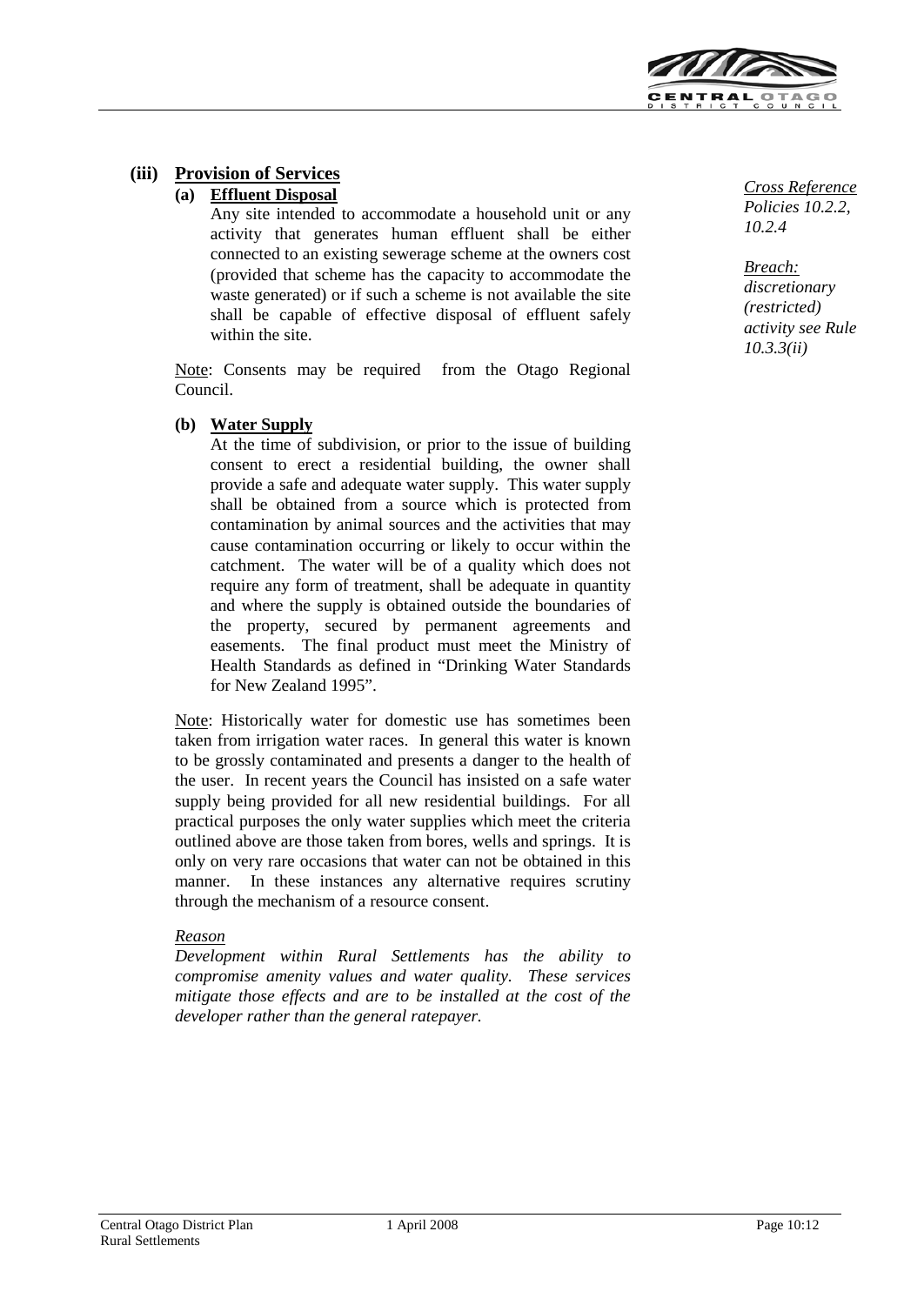### (iii) Provision of Services

#### (a) Effluent Disposal

Any site intended to accommodate a household unit or any activity that generates human effluent shall be either connected to an existing sewerage scheme at the owners cost (provided that scheme has the capacity to accommodate the waste generated) or if such a scheme is not available the site shall be capable of effective disposal of effluent safely within the site.

*Cross Reference Policies 10.2.2, 10.2.4*

*Breach: discretionary (restricted) activity see Rule 10.3.3(ii)*

Note: Consents may be required from the Otago Regional Council.

#### (b) Water Supply

At the time of subdivision, or prior to the issue of building consent to erect a residential building, the owner shall provide a safe and adequate water supply. This water supply shall be obtained from a source which is protected from contamination by animal sources and the activities that may cause contamination occurring or likely to occur within the catchment. The water will be of a quality which does not require any form of treatment, shall be adequate in quantity and where the supply is obtained outside the boundaries of the property, secured by permanent agreements and easements. The final product must meet the Ministry of Health Standards as defined in "Drinking Water Standards for New Zealand 1995".

Note: Historically water for domestic use has sometimes been taken from irrigation water races. In general this water is known to be grossly contaminated and presents a danger to the health of the user. In recent years the Council has insisted on a safe water supply being provided for all new residential buildings. For all practical purposes the only water supplies which meet the criteria outlined above are those taken from bores, wells and springs. It is only on very rare occasions that water can not be obtained in this manner. In these instances any alternative requires scrutiny through the mechanism of a resource consent.

*Reason*

*Development within Rural Settlements has the ability to compromise amenity values and water quality. These services mitigate those effects and are to be installed at the cost of the developer rather than the general ratepayer.*